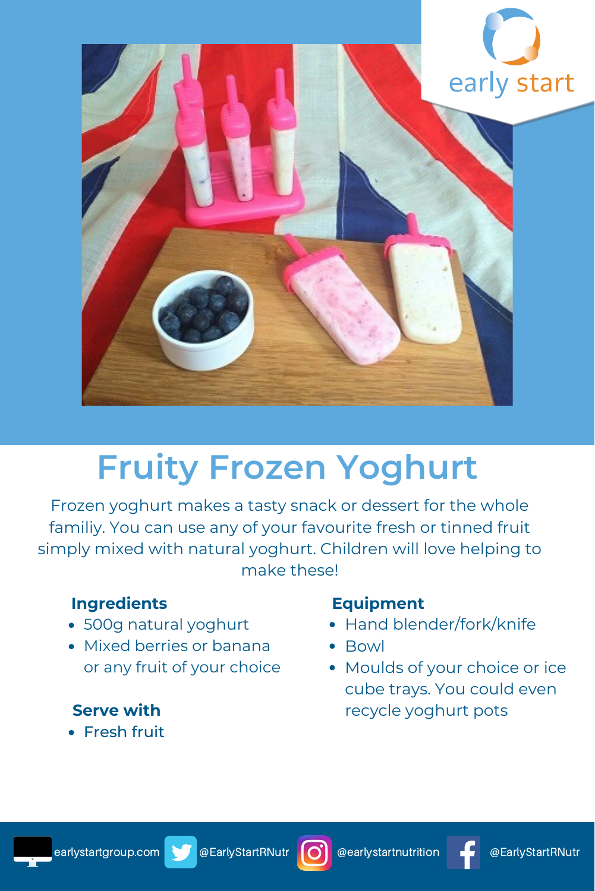early start

# Fruity Frozen Yoghurt

Frozen yoghurt makes a tasty snack or dessert for the whole familiy. You can use any of your favourite fresh or tinned fruit simply mixed with natural yoghurt. Children will love helping to make these!

### Ingredients

- 500g natural yoghurt
- Mixed berries or banana or any fruit of your choice

### Serve with

- Fresh fruit

### Equipment

- Hand blender/fork/knife
- Bowl
- Moulds of your choice or ice cube trays. You could even recycle yoghurt pots

earlystartgroup.com @EarlyStartRNutr @earlystartnutrition @EarlyStartRNutr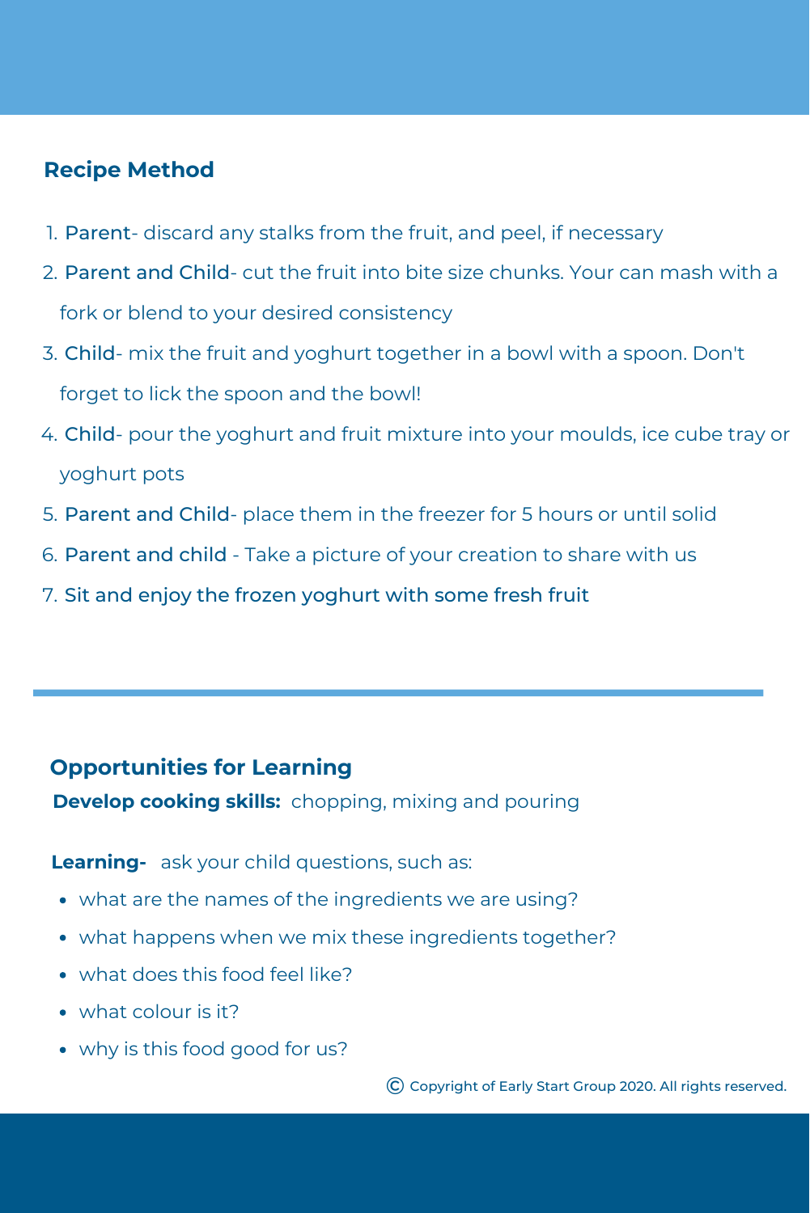## Recipe Method

1. **Parent**- discard any stalks from the fruit, and peel, if necessary
2. **Parent and Child**- cut the fruit into bite size chunks. Your can mash with a fork or blend to your desired consistency
3. **Child**- mix the fruit and yoghurt together in a bowl with a spoon. Don't forget to lick the spoon and the bowl!
4. **Child**- pour the yoghurt and fruit mixture into your moulds, ice cube tray or yoghurt pots
5. **Parent and Child**- place them in the freezer for 5 hours or until solid
6. **Parent and child** - Take a picture of your creation to share with us
7. Sit and enjoy the frozen yoghurt with some fresh fruit

---

## Opportunities for Learning

**Develop cooking skills:** chopping, mixing and pouring

**Learning-** ask your child questions, such as:

- what are the names of the ingredients we are using?
- what happens when we mix these ingredients together?
- what does this food feel like?
- what colour is it?
- why is this food good for us?

© Copyright of Early Start Group 2020. All rights reserved.